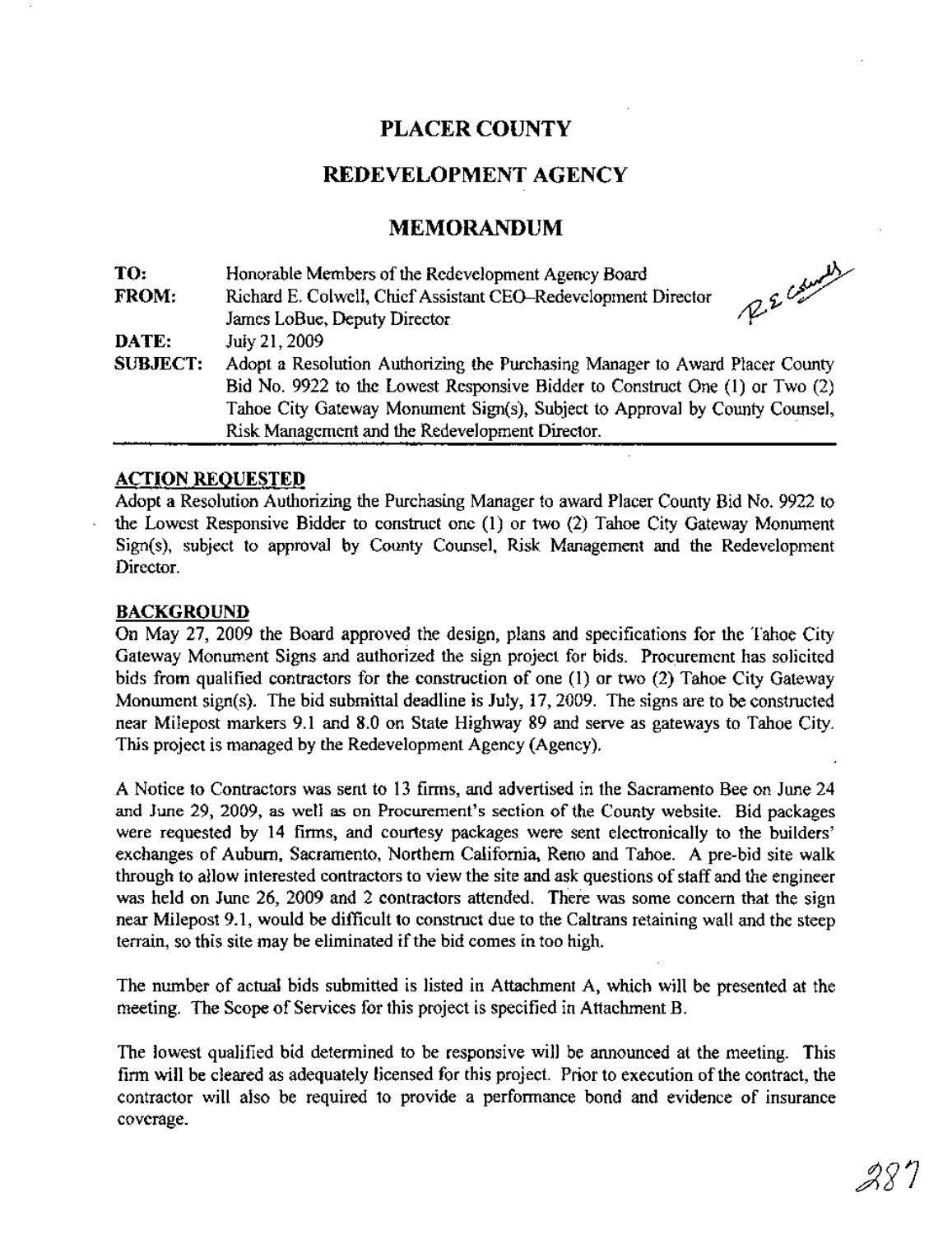# PLACER COUNTY

## REDEVELOPMENT AGENCY

## MEMORANDUM

**TO:** Honorable Members of the Redevelopment Agency Board

**FROM:** Richard E. Colwell, Chief Assistant CEO–Redevelopment Director
James LoBue, Deputy Director

**DATE:** July 21, 2009

**SUBJECT:** Adopt a Resolution Authorizing the Purchasing Manager to Award Placer County Bid No. 9922 to the Lowest Responsive Bidder to Construct One (1) or Two (2) Tahoe City Gateway Monument Sign(s), Subject to Approval by County Counsel, Risk Management and the Redevelopment Director.

---

### ACTION REQUESTED

Adopt a Resolution Authorizing the Purchasing Manager to award Placer County Bid No. 9922 to the Lowest Responsive Bidder to construct one (1) or two (2) Tahoe City Gateway Monument Sign(s), subject to approval by County Counsel, Risk Management and the Redevelopment Director.

### BACKGROUND

On May 27, 2009 the Board approved the design, plans and specifications for the Tahoe City Gateway Monument Signs and authorized the sign project for bids. Procurement has solicited bids from qualified contractors for the construction of one (1) or two (2) Tahoe City Gateway Monument sign(s). The bid submittal deadline is July, 17, 2009. The signs are to be constructed near Milepost markers 9.1 and 8.0 on State Highway 89 and serve as gateways to Tahoe City. This project is managed by the Redevelopment Agency (Agency).

A Notice to Contractors was sent to 13 firms, and advertised in the Sacramento Bee on June 24 and June 29, 2009, as well as on Procurement's section of the County website. Bid packages were requested by 14 firms, and courtesy packages were sent electronically to the builders' exchanges of Auburn, Sacramento, Northern California, Reno and Tahoe. A pre-bid site walk through to allow interested contractors to view the site and ask questions of staff and the engineer was held on June 26, 2009 and 2 contractors attended. There was some concern that the sign near Milepost 9.1, would be difficult to construct due to the Caltrans retaining wall and the steep terrain, so this site may be eliminated if the bid comes in too high.

The number of actual bids submitted is listed in Attachment A, which will be presented at the meeting. The Scope of Services for this project is specified in Attachment B.

The lowest qualified bid determined to be responsive will be announced at the meeting. This firm will be cleared as adequately licensed for this project. Prior to execution of the contract, the contractor will also be required to provide a performance bond and evidence of insurance coverage.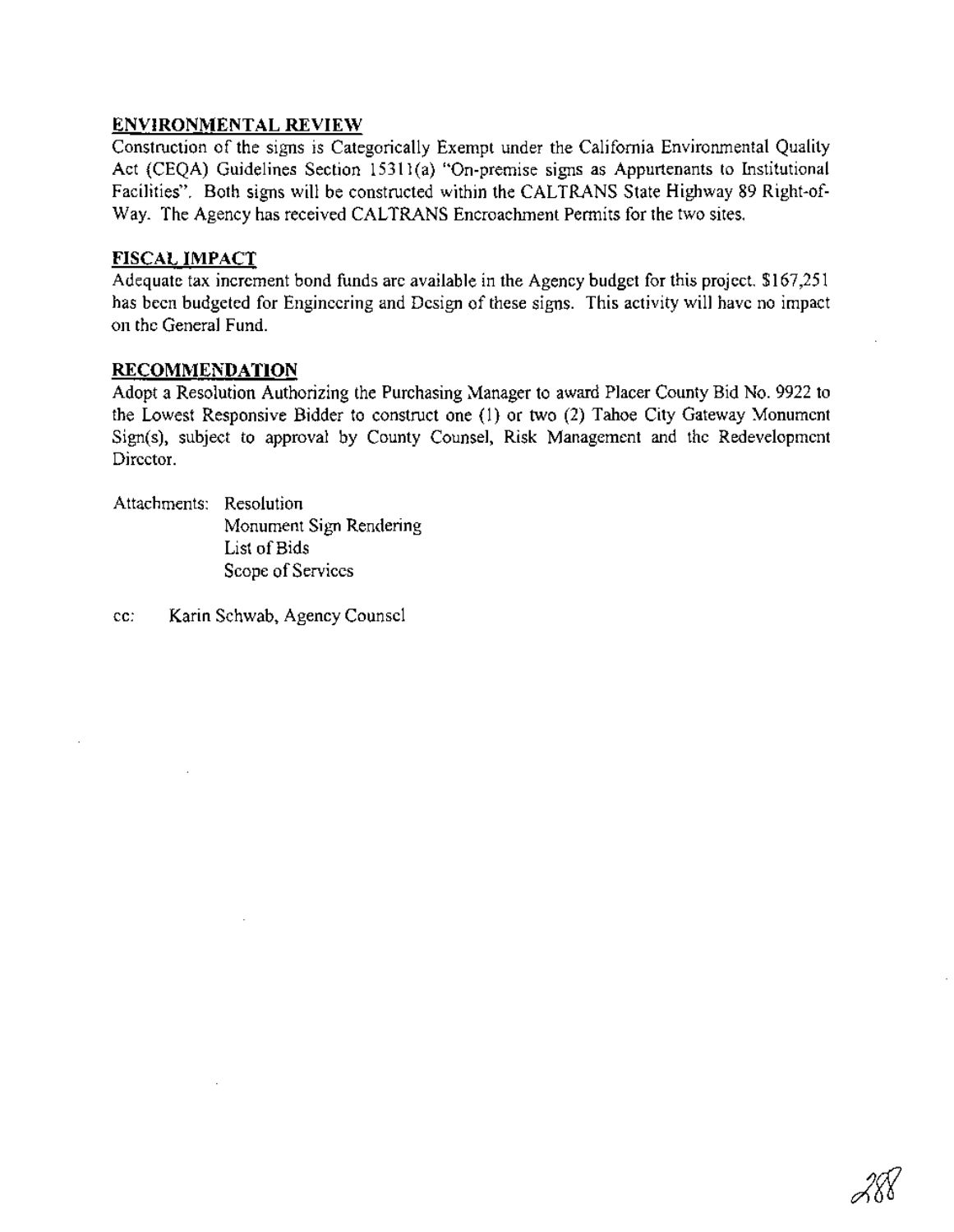## ENVIRONMENTAL REVIEW

Construction of the signs is Categorically Exempt under the California Environmental Quality Act (CEQA) Guidelines Section 15311(a) "On-premise signs as Appurtenants to Institutional Facilities". Both signs will be constructed within the CALTRANS State Highway 89 Right-of-Way. The Agency has received CALTRANS Encroachment Permits for the two sites.

## FISCAL IMPACT

Adequate tax increment bond funds are available in the Agency budget for this project. $167,251 has been budgeted for Engineering and Design of these signs. This activity will have no impact on the General Fund.

## RECOMMENDATION

Adopt a Resolution Authorizing the Purchasing Manager to award Placer County Bid No. 9922 to the Lowest Responsive Bidder to construct one (1) or two (2) Tahoe City Gateway Monument Sign(s), subject to approval by County Counsel, Risk Management and the Redevelopment Director.

Attachments: Resolution
Monument Sign Rendering
List of Bids
Scope of Services

cc: Karin Schwab, Agency Counsel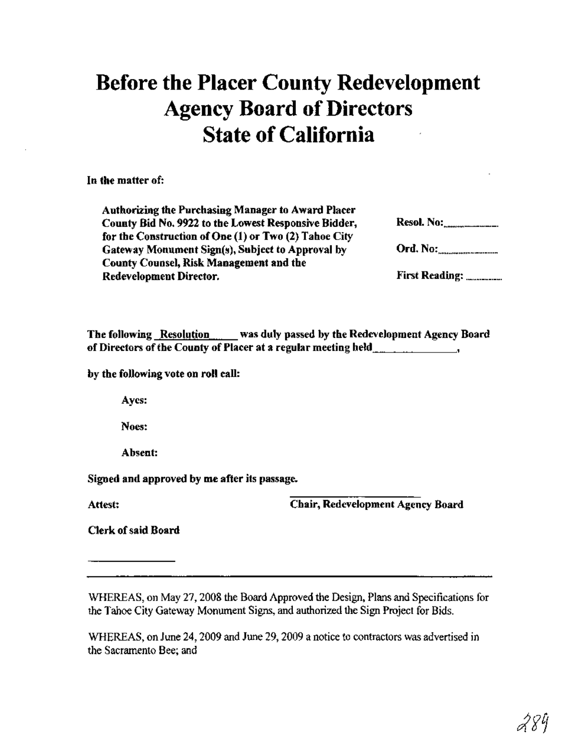# Before the Placer County Redevelopment Agency Board of Directors State of California

**In the matter of:**

**Authorizing the Purchasing Manager to Award Placer County Bid No. 9922 to the Lowest Responsive Bidder, for the Construction of One (1) or Two (2) Tahoe City Gateway Monument Sign(s), Subject to Approval by County Counsel, Risk Management and the Redevelopment Director.**

**Resol. No:**\_\_\_\_\_\_\_\_\_\_

**Ord. No:**\_\_\_\_\_\_\_\_\_\_

**First Reading:** \_\_\_\_\_\_\_\_

**The following Resolution was duly passed by the Redevelopment Agency Board of Directors of the County of Placer at a regular meeting held\_\_\_\_\_\_\_\_\_\_,**

**by the following vote on roll call:**

**Ayes:**

**Noes:**

**Absent:**

**Signed and approved by me after its passage.**

**Attest:** \_\_\_\_\_\_\_\_\_\_\_\_\_\_\_\_\_\_\_\_
**Chair, Redevelopment Agency Board**

**Clerk of said Board**

\_\_\_\_\_\_\_\_\_\_\_\_\_\_

---

WHEREAS, on May 27, 2008 the Board Approved the Design, Plans and Specifications for the Tahoe City Gateway Monument Signs, and authorized the Sign Project for Bids.

WHEREAS, on June 24, 2009 and June 29, 2009 a notice to contractors was advertised in the Sacramento Bee; and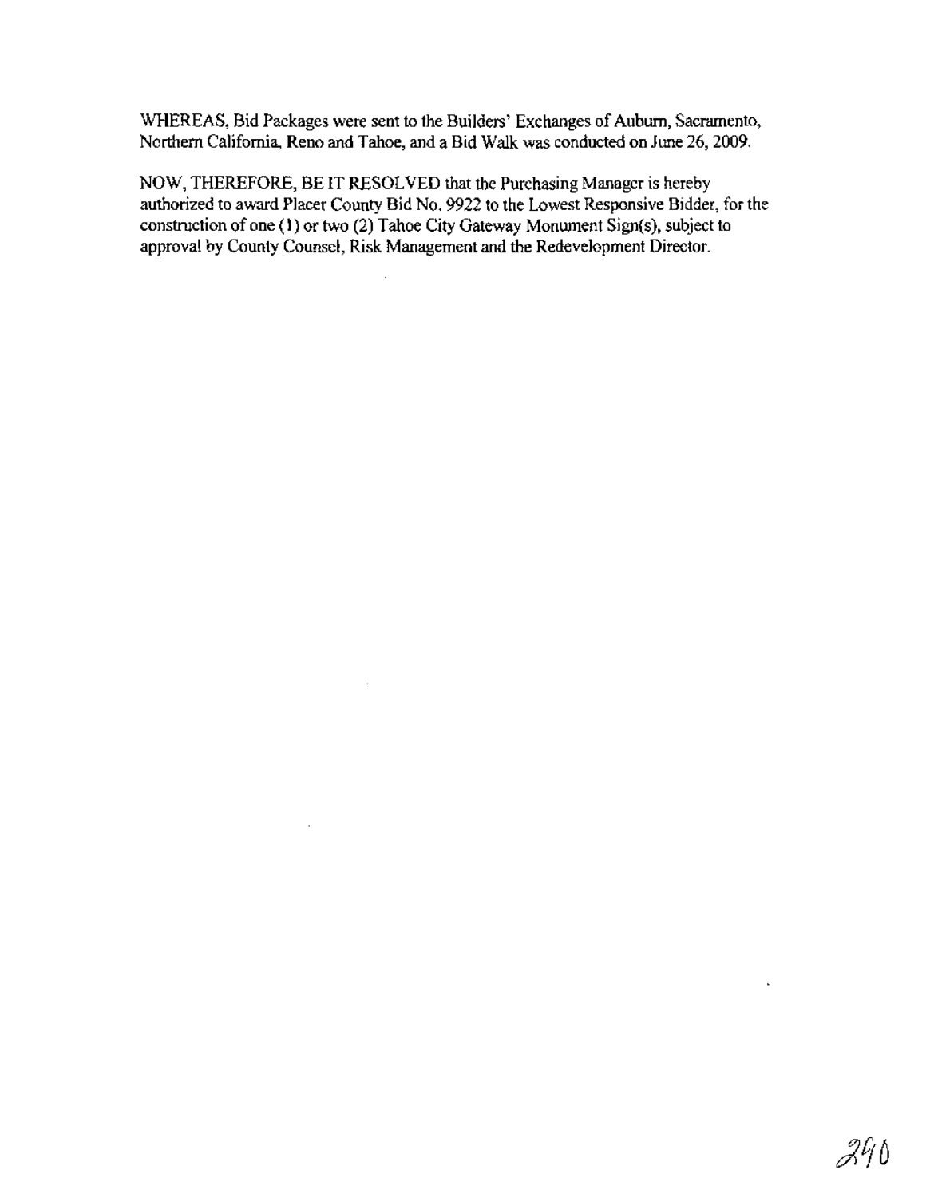WHEREAS, Bid Packages were sent to the Builders' Exchanges of Auburn, Sacramento, Northern California, Reno and Tahoe, and a Bid Walk was conducted on June 26, 2009.

NOW, THEREFORE, BE IT RESOLVED that the Purchasing Manager is hereby authorized to award Placer County Bid No. 9922 to the Lowest Responsive Bidder, for the construction of one (1) or two (2) Tahoe City Gateway Monument Sign(s), subject to approval by County Counsel, Risk Management and the Redevelopment Director.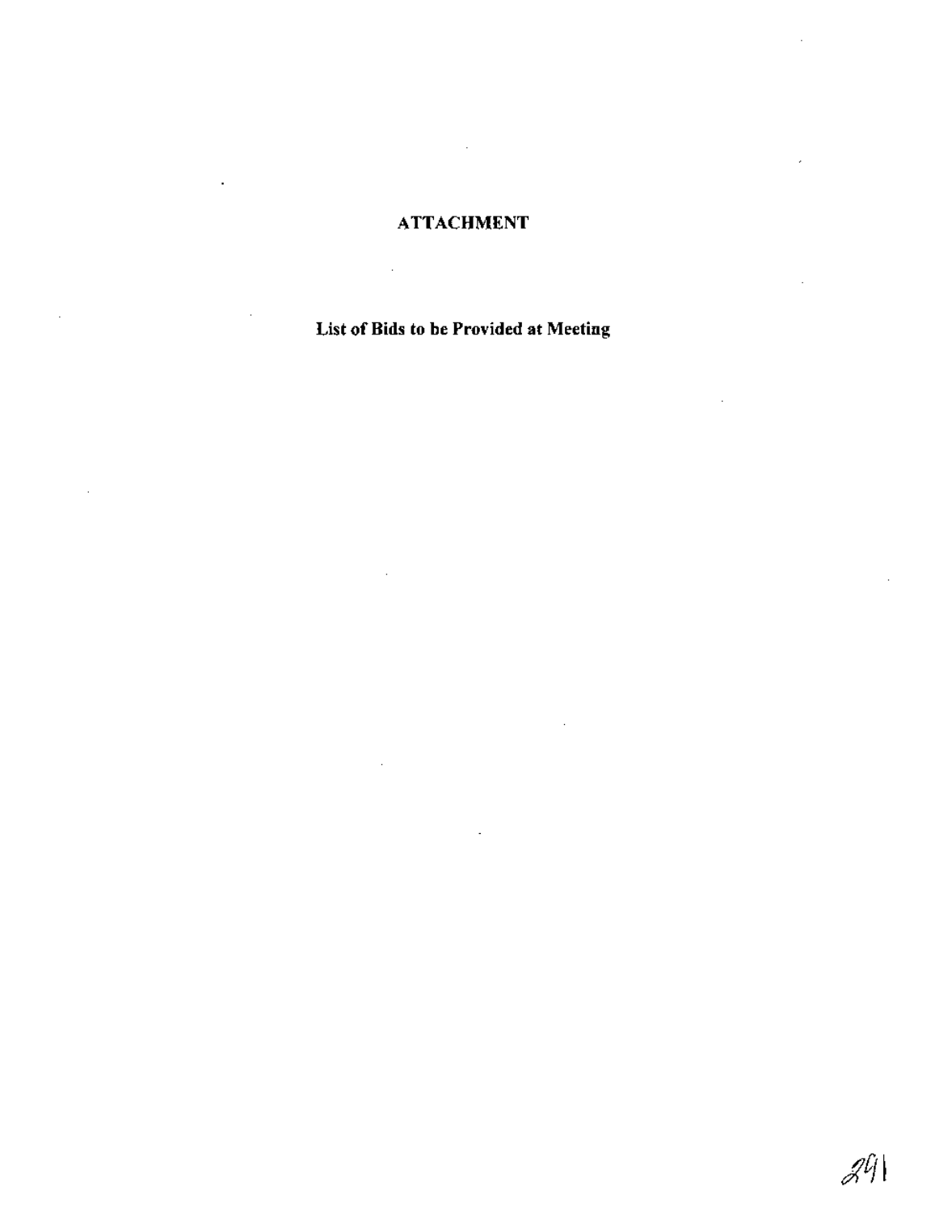# ATTACHMENT

**List of Bids to be Provided at Meeting**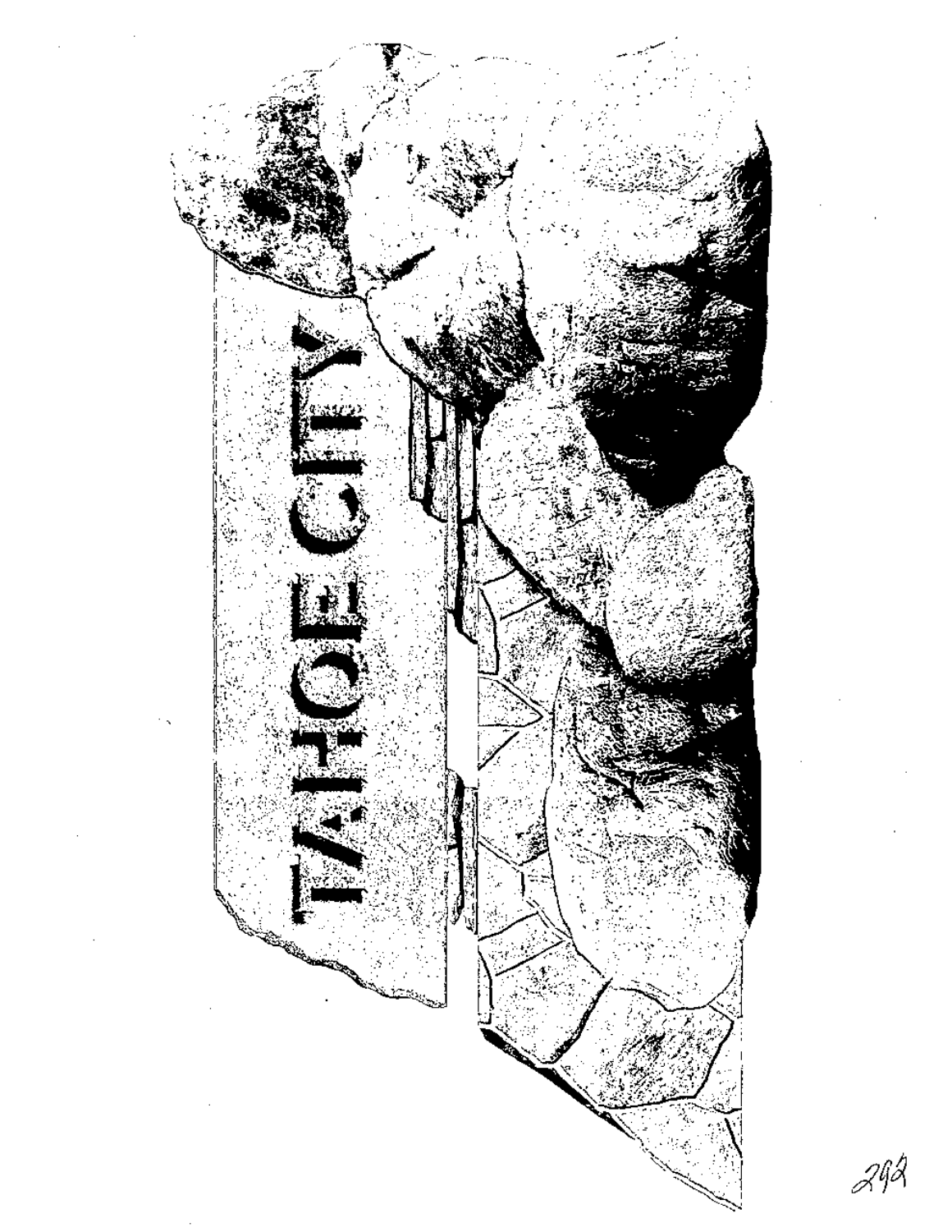TAHOE CITY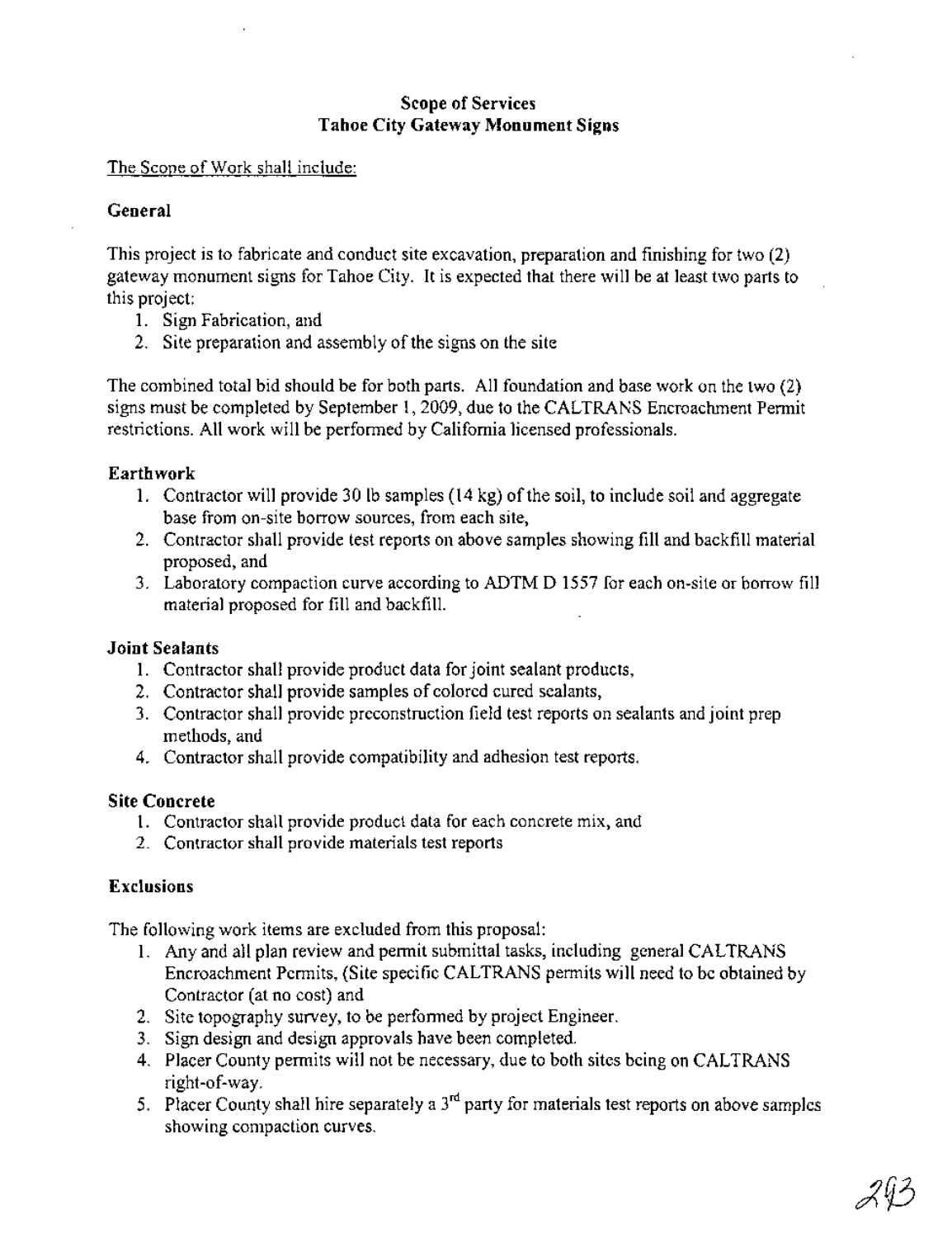# Scope of Services
## Tahoe City Gateway Monument Signs

The Scope of Work shall include:

### General

This project is to fabricate and conduct site excavation, preparation and finishing for two (2) gateway monument signs for Tahoe City. It is expected that there will be at least two parts to this project:

1. Sign Fabrication, and
2. Site preparation and assembly of the signs on the site

The combined total bid should be for both parts. All foundation and base work on the two (2) signs must be completed by September 1, 2009, due to the CALTRANS Encroachment Permit restrictions. All work will be performed by California licensed professionals.

### Earthwork

1. Contractor will provide 30 lb samples (14 kg) of the soil, to include soil and aggregate base from on-site borrow sources, from each site,
2. Contractor shall provide test reports on above samples showing fill and backfill material proposed, and
3. Laboratory compaction curve according to ADTM D 1557 for each on-site or borrow fill material proposed for fill and backfill.

### Joint Sealants

1. Contractor shall provide product data for joint sealant products,
2. Contractor shall provide samples of colored cured sealants,
3. Contractor shall provide preconstruction field test reports on sealants and joint prep methods, and
4. Contractor shall provide compatibility and adhesion test reports.

### Site Concrete

1. Contractor shall provide product data for each concrete mix, and
2. Contractor shall provide materials test reports

### Exclusions

The following work items are excluded from this proposal:

1. Any and all plan review and permit submittal tasks, including general CALTRANS Encroachment Permits, (Site specific CALTRANS permits will need to be obtained by Contractor (at no cost) and
2. Site topography survey, to be performed by project Engineer.
3. Sign design and design approvals have been completed.
4. Placer County permits will not be necessary, due to both sites being on CALTRANS right-of-way.
5. Placer County shall hire separately a 3rd party for materials test reports on above samples showing compaction curves.